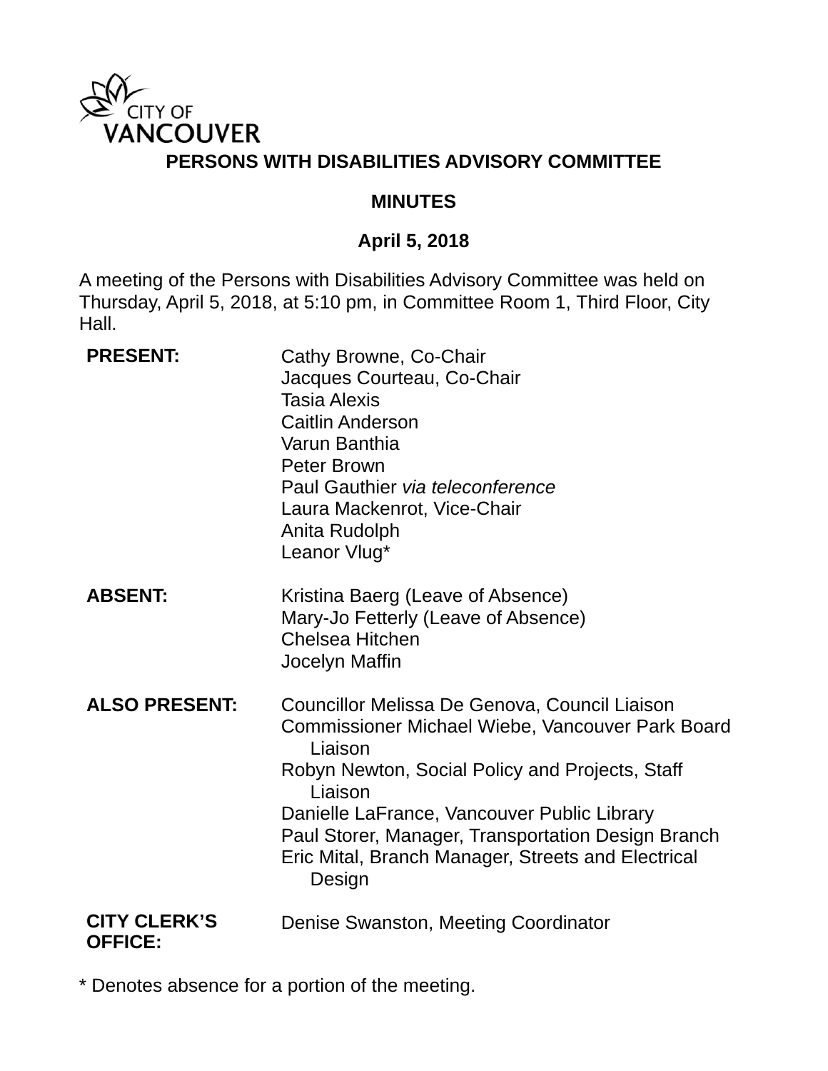CITY OF VANCOUVER

# PERSONS WITH DISABILITIES ADVISORY COMMITTEE

## MINUTES

## April 5, 2018

A meeting of the Persons with Disabilities Advisory Committee was held on Thursday, April 5, 2018, at 5:10 pm, in Committee Room 1, Third Floor, City Hall.

| | |
|---|---|
| **PRESENT:** | Cathy Browne, Co-Chair<br>Jacques Courteau, Co-Chair<br>Tasia Alexis<br>Caitlin Anderson<br>Varun Banthia<br>Peter Brown<br>Paul Gauthier *via teleconference*<br>Laura Mackenrot, Vice-Chair<br>Anita Rudolph<br>Leanor Vlug* |
| **ABSENT:** | Kristina Baerg (Leave of Absence)<br>Mary-Jo Fetterly (Leave of Absence)<br>Chelsea Hitchen<br>Jocelyn Maffin |
| **ALSO PRESENT:** | Councillor Melissa De Genova, Council Liaison<br>Commissioner Michael Wiebe, Vancouver Park Board Liaison<br>Robyn Newton, Social Policy and Projects, Staff Liaison<br>Danielle LaFrance, Vancouver Public Library<br>Paul Storer, Manager, Transportation Design Branch<br>Eric Mital, Branch Manager, Streets and Electrical Design |
| **CITY CLERK'S OFFICE:** | Denise Swanston, Meeting Coordinator |

\* Denotes absence for a portion of the meeting.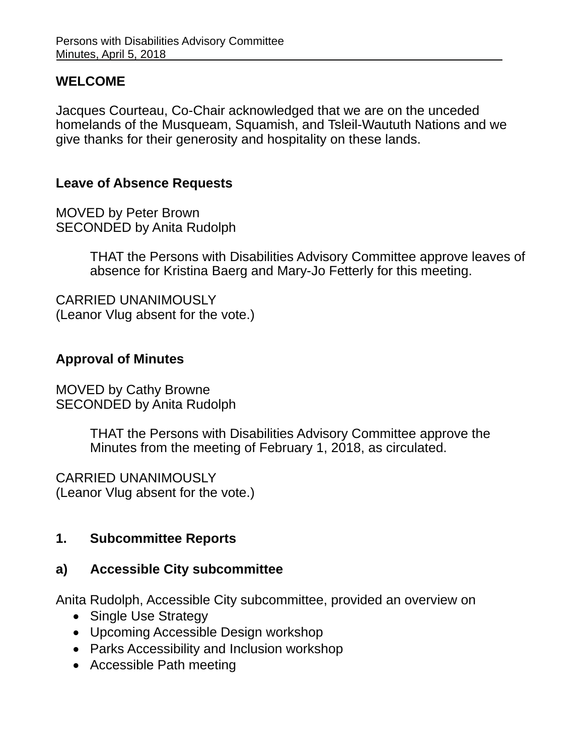## WELCOME

Jacques Courteau, Co-Chair acknowledged that we are on the unceded homelands of the Musqueam, Squamish, and Tsleil-Waututh Nations and we give thanks for their generosity and hospitality on these lands.

### Leave of Absence Requests

MOVED by Peter Brown
SECONDED by Anita Rudolph

> THAT the Persons with Disabilities Advisory Committee approve leaves of absence for Kristina Baerg and Mary-Jo Fetterly for this meeting.

CARRIED UNANIMOUSLY
(Leanor Vlug absent for the vote.)

### Approval of Minutes

MOVED by Cathy Browne
SECONDED by Anita Rudolph

> THAT the Persons with Disabilities Advisory Committee approve the Minutes from the meeting of February 1, 2018, as circulated.

CARRIED UNANIMOUSLY
(Leanor Vlug absent for the vote.)

### 1. Subcommittee Reports

### a) Accessible City subcommittee

Anita Rudolph, Accessible City subcommittee, provided an overview on

- Single Use Strategy
- Upcoming Accessible Design workshop
- Parks Accessibility and Inclusion workshop
- Accessible Path meeting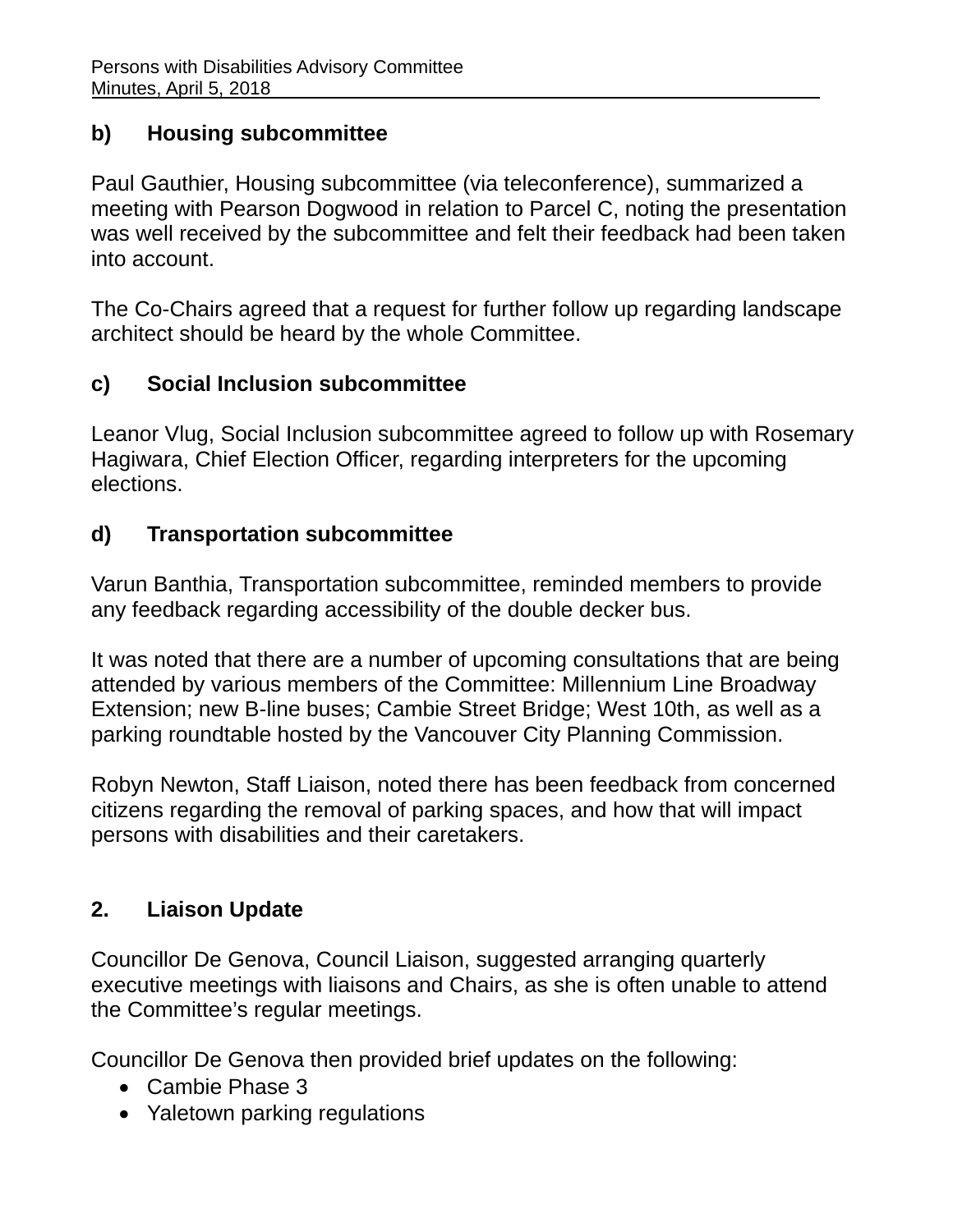**b) Housing subcommittee**

Paul Gauthier, Housing subcommittee (via teleconference), summarized a meeting with Pearson Dogwood in relation to Parcel C, noting the presentation was well received by the subcommittee and felt their feedback had been taken into account.

The Co-Chairs agreed that a request for further follow up regarding landscape architect should be heard by the whole Committee.

**c) Social Inclusion subcommittee**

Leanor Vlug, Social Inclusion subcommittee agreed to follow up with Rosemary Hagiwara, Chief Election Officer, regarding interpreters for the upcoming elections.

**d) Transportation subcommittee**

Varun Banthia, Transportation subcommittee, reminded members to provide any feedback regarding accessibility of the double decker bus.

It was noted that there are a number of upcoming consultations that are being attended by various members of the Committee: Millennium Line Broadway Extension; new B-line buses; Cambie Street Bridge; West 10th, as well as a parking roundtable hosted by the Vancouver City Planning Commission.

Robyn Newton, Staff Liaison, noted there has been feedback from concerned citizens regarding the removal of parking spaces, and how that will impact persons with disabilities and their caretakers.

## 2. Liaison Update

Councillor De Genova, Council Liaison, suggested arranging quarterly executive meetings with liaisons and Chairs, as she is often unable to attend the Committee's regular meetings.

Councillor De Genova then provided brief updates on the following:

- Cambie Phase 3
- Yaletown parking regulations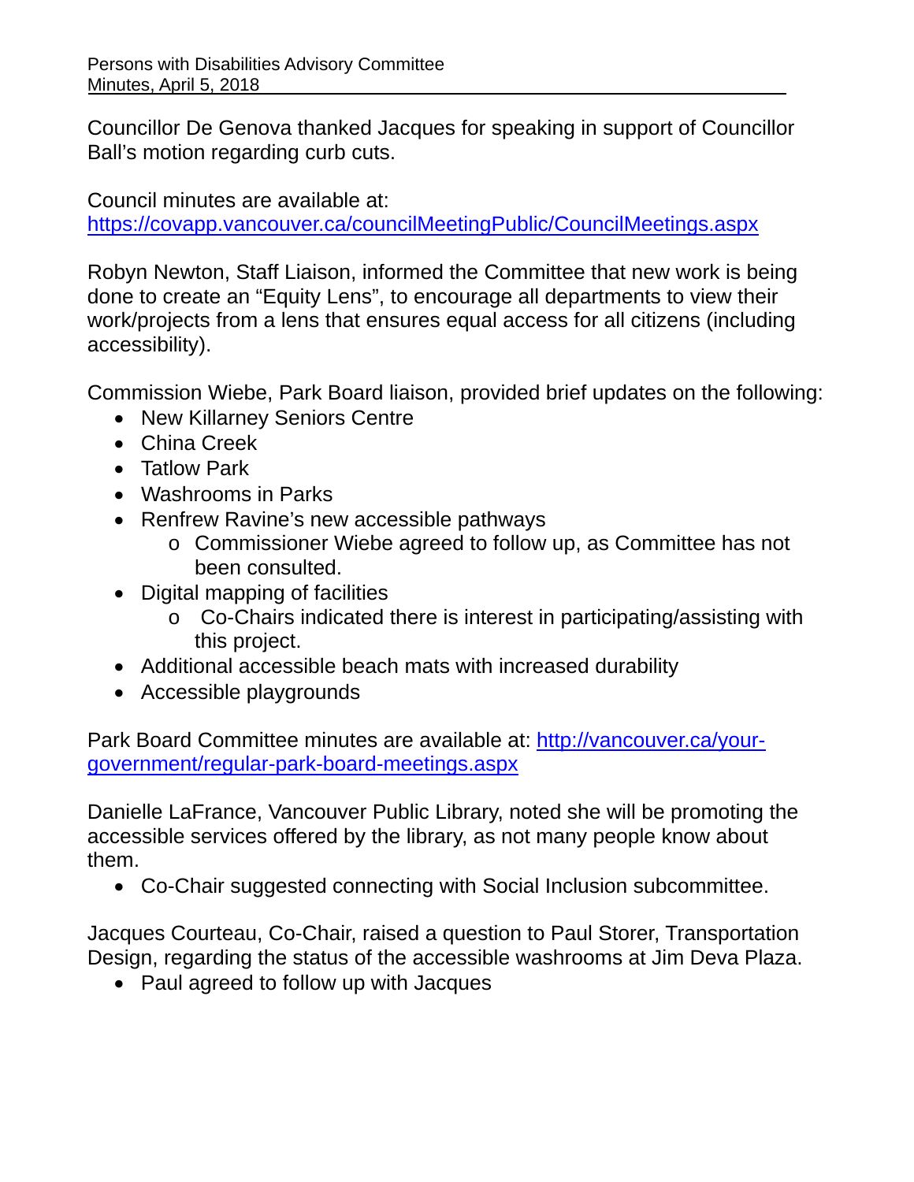Councillor De Genova thanked Jacques for speaking in support of Councillor Ball's motion regarding curb cuts.

Council minutes are available at:
https://covapp.vancouver.ca/councilMeetingPublic/CouncilMeetings.aspx

Robyn Newton, Staff Liaison, informed the Committee that new work is being done to create an "Equity Lens", to encourage all departments to view their work/projects from a lens that ensures equal access for all citizens (including accessibility).

Commission Wiebe, Park Board liaison, provided brief updates on the following:

- New Killarney Seniors Centre
- China Creek
- Tatlow Park
- Washrooms in Parks
- Renfrew Ravine's new accessible pathways
    - Commissioner Wiebe agreed to follow up, as Committee has not been consulted.
- Digital mapping of facilities
    - Co-Chairs indicated there is interest in participating/assisting with this project.
- Additional accessible beach mats with increased durability
- Accessible playgrounds

Park Board Committee minutes are available at: http://vancouver.ca/your-government/regular-park-board-meetings.aspx

Danielle LaFrance, Vancouver Public Library, noted she will be promoting the accessible services offered by the library, as not many people know about them.

- Co-Chair suggested connecting with Social Inclusion subcommittee.

Jacques Courteau, Co-Chair, raised a question to Paul Storer, Transportation Design, regarding the status of the accessible washrooms at Jim Deva Plaza.

- Paul agreed to follow up with Jacques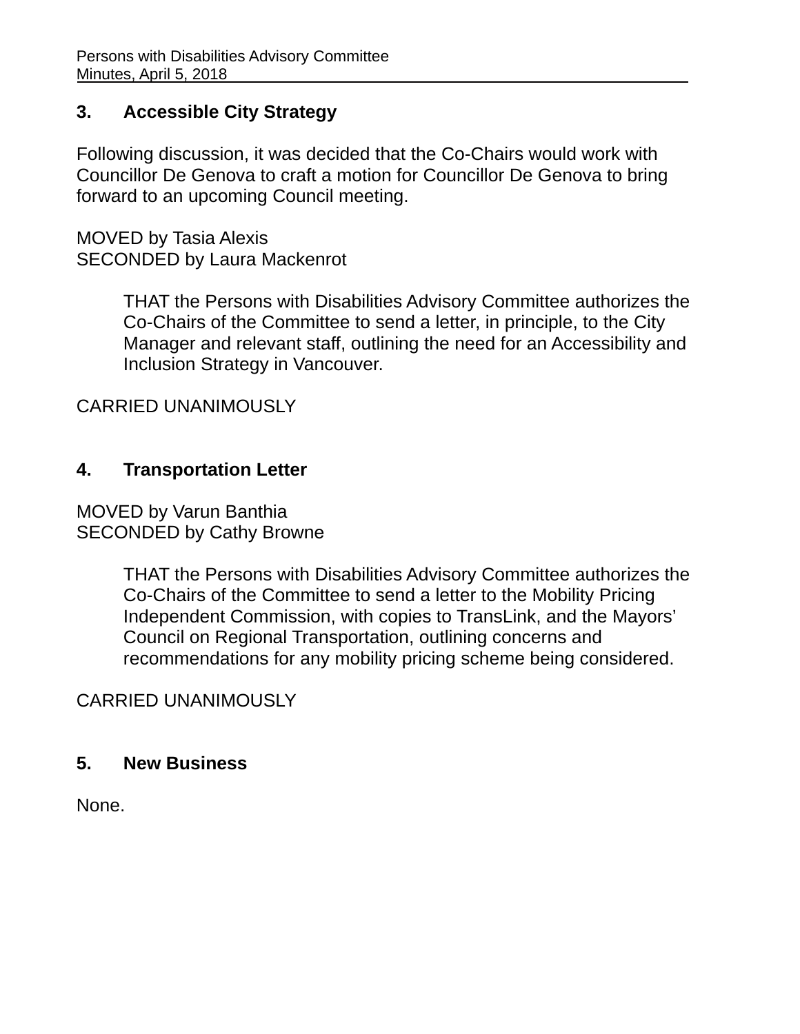## 3. Accessible City Strategy

Following discussion, it was decided that the Co-Chairs would work with Councillor De Genova to craft a motion for Councillor De Genova to bring forward to an upcoming Council meeting.

MOVED by Tasia Alexis
SECONDED by Laura Mackenrot

> THAT the Persons with Disabilities Advisory Committee authorizes the Co-Chairs of the Committee to send a letter, in principle, to the City Manager and relevant staff, outlining the need for an Accessibility and Inclusion Strategy in Vancouver.

CARRIED UNANIMOUSLY

## 4. Transportation Letter

MOVED by Varun Banthia
SECONDED by Cathy Browne

> THAT the Persons with Disabilities Advisory Committee authorizes the Co-Chairs of the Committee to send a letter to the Mobility Pricing Independent Commission, with copies to TransLink, and the Mayors' Council on Regional Transportation, outlining concerns and recommendations for any mobility pricing scheme being considered.

CARRIED UNANIMOUSLY

## 5. New Business

None.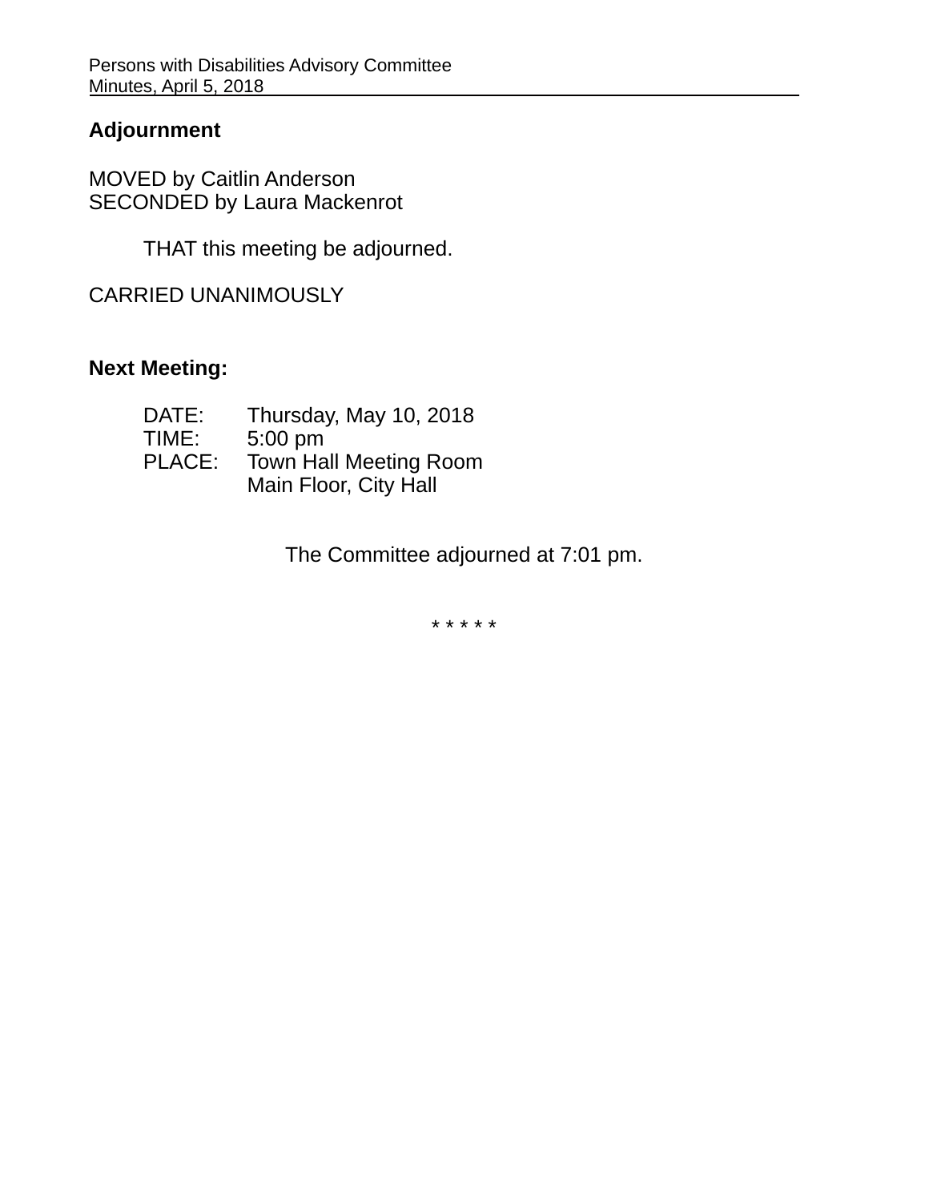**Adjournment**

MOVED by Caitlin Anderson
SECONDED by Laura Mackenrot

THAT this meeting be adjourned.

CARRIED UNANIMOUSLY

**Next Meeting:**

DATE: Thursday, May 10, 2018
TIME: 5:00 pm
PLACE: Town Hall Meeting Room
Main Floor, City Hall

The Committee adjourned at 7:01 pm.

* * * * *